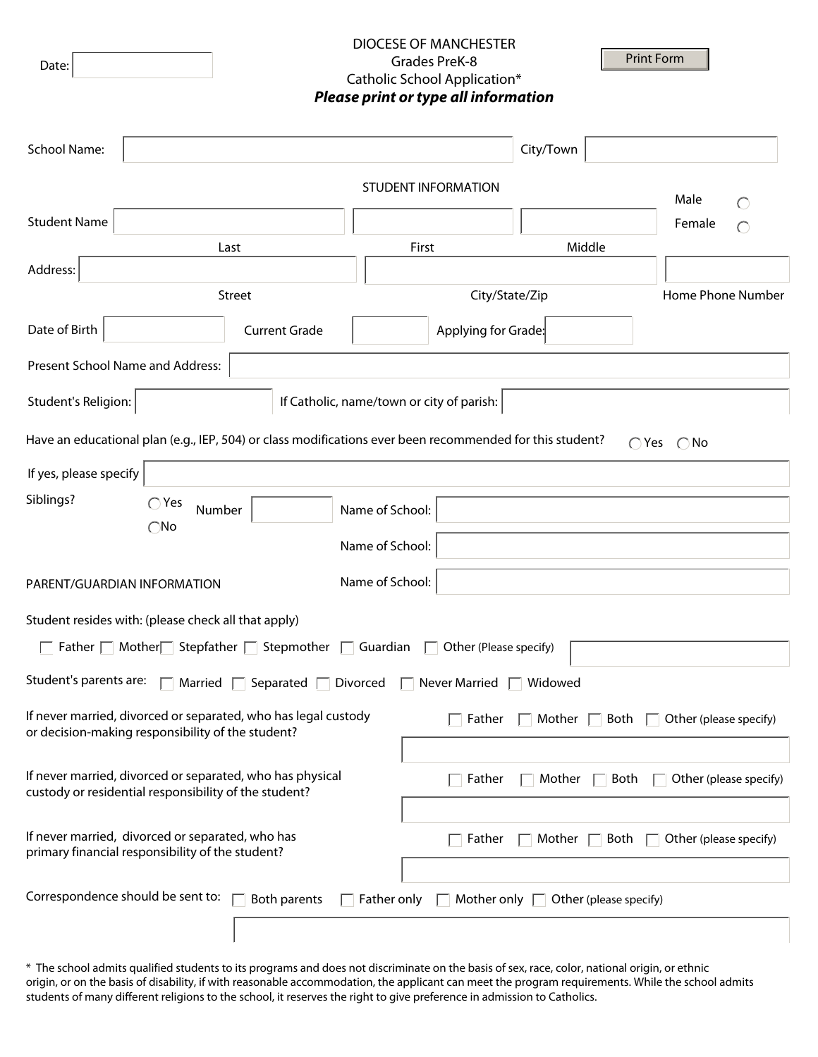Date:

DIOCESE OF MANCHESTER
Grades PreK-8
Catholic School Application*
***Please print or type all information***

Print Form

School Name: City/Town

STUDENT INFORMATION

Student Name
Last First Middle

Male ○
Female ○

Address:
Street City/State/Zip Home Phone Number

Date of Birth Current Grade Applying for Grade:

Present School Name and Address:

Student's Religion: If Catholic, name/town or city of parish:

Have an educational plan (e.g., IEP, 504) or class modifications ever been recommended for this student? ○ Yes ○ No

If yes, please specify

Siblings? ○ Yes ○ No Number Name of School:

Name of School:

Name of School:

PARENT/GUARDIAN INFORMATION

Student resides with: (please check all that apply)

☐ Father ☐ Mother ☐ Stepfather ☐ Stepmother ☐ Guardian ☐ Other (Please specify)

Student's parents are: ☐ Married ☐ Separated ☐ Divorced ☐ Never Married ☐ Widowed

If never married, divorced or separated, who has legal custody or decision-making responsibility of the student? ☐ Father ☐ Mother ☐ Both ☐ Other (please specify)

If never married, divorced or separated, who has physical custody or residential responsibility of the student? ☐ Father ☐ Mother ☐ Both ☐ Other (please specify)

If never married, divorced or separated, who has primary financial responsibility of the student? ☐ Father ☐ Mother ☐ Both ☐ Other (please specify)

Correspondence should be sent to: ☐ Both parents ☐ Father only ☐ Mother only ☐ Other (please specify)

* The school admits qualified students to its programs and does not discriminate on the basis of sex, race, color, national origin, or ethnic origin, or on the basis of disability, if with reasonable accommodation, the applicant can meet the program requirements. While the school admits students of many different religions to the school, it reserves the right to give preference in admission to Catholics.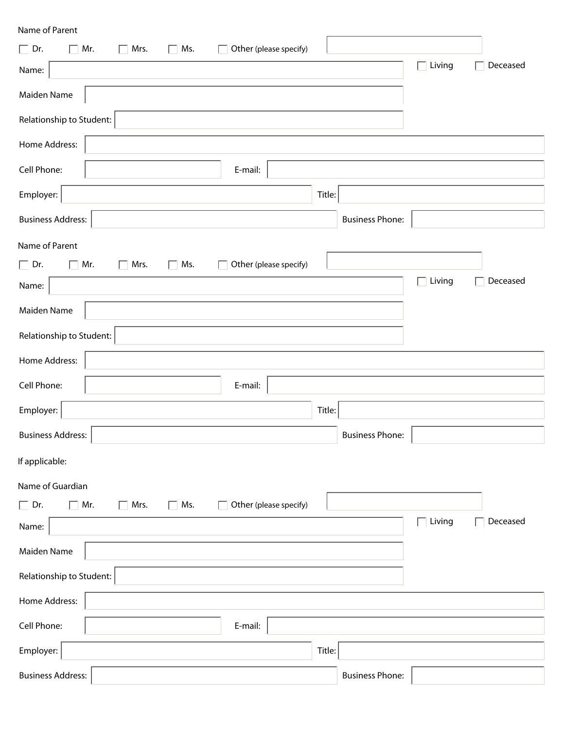Name of Parent

☐ Dr. ☐ Mr. ☐ Mrs. ☐ Ms. ☐ Other (please specify) \_\_\_\_\_\_\_\_\_\_

Name: \_\_\_\_\_\_\_\_\_\_ ☐ Living ☐ Deceased

Maiden Name \_\_\_\_\_\_\_\_\_\_

Relationship to Student: \_\_\_\_\_\_\_\_\_\_

Home Address: \_\_\_\_\_\_\_\_\_\_

Cell Phone: \_\_\_\_\_\_\_\_\_\_ E-mail: \_\_\_\_\_\_\_\_\_\_

Employer: \_\_\_\_\_\_\_\_\_\_ Title: \_\_\_\_\_\_\_\_\_\_

Business Address: \_\_\_\_\_\_\_\_\_\_ Business Phone: \_\_\_\_\_\_\_\_\_\_

Name of Parent

☐ Dr. ☐ Mr. ☐ Mrs. ☐ Ms. ☐ Other (please specify) \_\_\_\_\_\_\_\_\_\_

Name: \_\_\_\_\_\_\_\_\_\_ ☐ Living ☐ Deceased

Maiden Name \_\_\_\_\_\_\_\_\_\_

Relationship to Student: \_\_\_\_\_\_\_\_\_\_

Home Address: \_\_\_\_\_\_\_\_\_\_

Cell Phone: \_\_\_\_\_\_\_\_\_\_ E-mail: \_\_\_\_\_\_\_\_\_\_

Employer: \_\_\_\_\_\_\_\_\_\_ Title: \_\_\_\_\_\_\_\_\_\_

Business Address: \_\_\_\_\_\_\_\_\_\_ Business Phone: \_\_\_\_\_\_\_\_\_\_

If applicable:

Name of Guardian

☐ Dr. ☐ Mr. ☐ Mrs. ☐ Ms. ☐ Other (please specify) \_\_\_\_\_\_\_\_\_\_

Name: \_\_\_\_\_\_\_\_\_\_ ☐ Living ☐ Deceased

Maiden Name \_\_\_\_\_\_\_\_\_\_

Relationship to Student: \_\_\_\_\_\_\_\_\_\_

Home Address: \_\_\_\_\_\_\_\_\_\_

Cell Phone: \_\_\_\_\_\_\_\_\_\_ E-mail: \_\_\_\_\_\_\_\_\_\_

Employer: \_\_\_\_\_\_\_\_\_\_ Title: \_\_\_\_\_\_\_\_\_\_

Business Address: \_\_\_\_\_\_\_\_\_\_ Business Phone: \_\_\_\_\_\_\_\_\_\_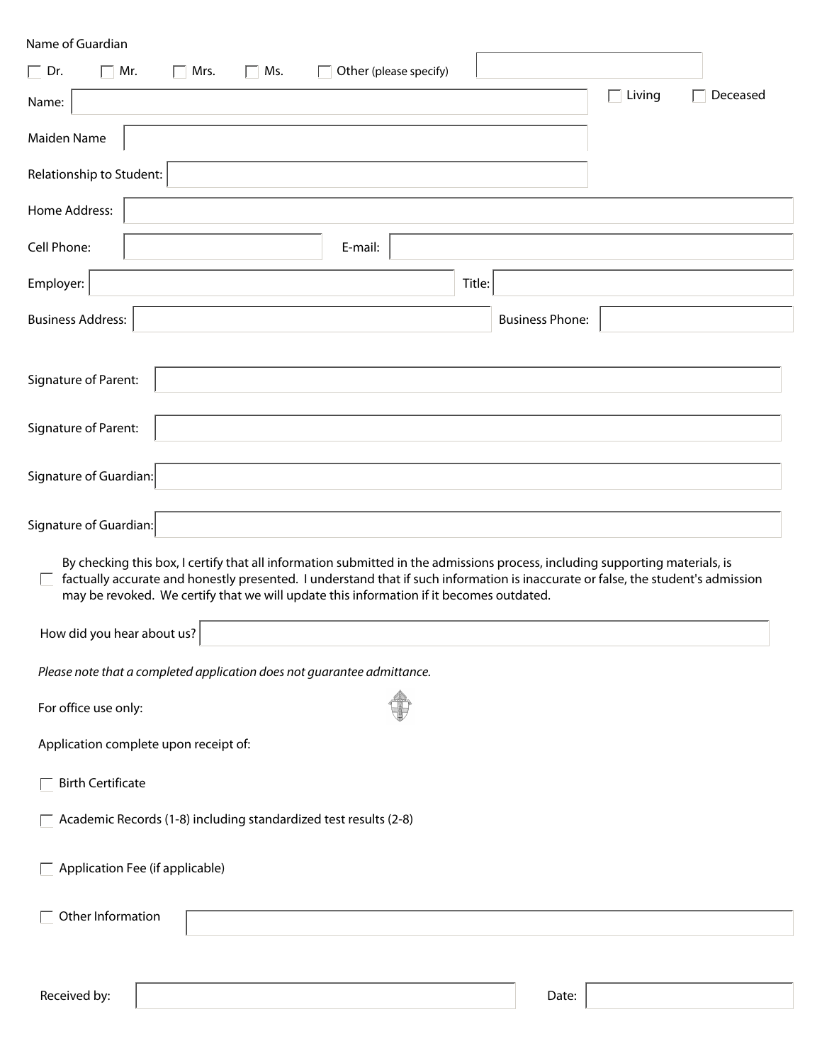Name of Guardian

☐ Dr. ☐ Mr. ☐ Mrs. ☐ Ms. ☐ Other (please specify)

Name: ☐ Living ☐ Deceased

Maiden Name

Relationship to Student:

Home Address:

Cell Phone: E-mail:

Employer: Title:

Business Address: Business Phone:

Signature of Parent:

Signature of Parent:

Signature of Guardian:

Signature of Guardian:

☐ By checking this box, I certify that all information submitted in the admissions process, including supporting materials, is factually accurate and honestly presented. I understand that if such information is inaccurate or false, the student's admission may be revoked. We certify that we will update this information if it becomes outdated.

How did you hear about us?

*Please note that a completed application does not guarantee admittance.*

For office use only:

Application complete upon receipt of:

☐ Birth Certificate

☐ Academic Records (1-8) including standardized test results (2-8)

☐ Application Fee (if applicable)

☐ Other Information

Received by: Date: